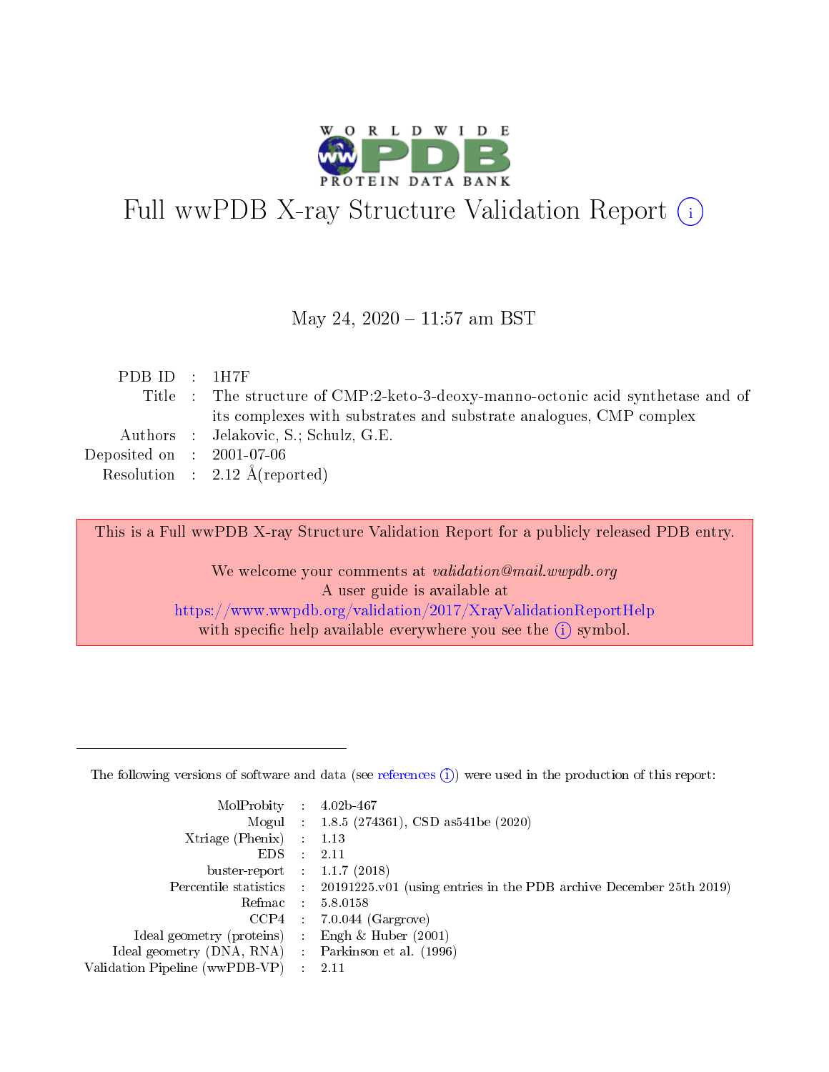# Full wwPDB X-ray Structure Validation Report (i)

May 24, 2020 – 11:57 am BST

| | | |
|---|---|---|
| PDB ID | : | 1H7F |
| Title | : | The structure of CMP:2-keto-3-deoxy-manno-octonic acid synthetase and of its complexes with substrates and substrate analogues, CMP complex |
| Authors | : | Jelakovic, S.; Schulz, G.E. |
| Deposited on | : | 2001-07-06 |
| Resolution | : | 2.12 Å(reported) |

This is a Full wwPDB X-ray Structure Validation Report for a publicly released PDB entry.

We welcome your comments at *validation@mail.wwpdb.org*
A user guide is available at
https://www.wwpdb.org/validation/2017/XrayValidationReportHelp
with specific help available everywhere you see the (i) symbol.

---

The following versions of software and data (see references (i)) were used in the production of this report:

| | | |
|---|---|---|
| MolProbity | : | 4.02b-467 |
| Mogul | : | 1.8.5 (274361), CSD as541be (2020) |
| Xtriage (Phenix) | : | 1.13 |
| EDS | : | 2.11 |
| buster-report | : | 1.1.7 (2018) |
| Percentile statistics | : | 20191225.v01 (using entries in the PDB archive December 25th 2019) |
| Refmac | : | 5.8.0158 |
| CCP4 | : | 7.0.044 (Gargrove) |
| Ideal geometry (proteins) | : | Engh & Huber (2001) |
| Ideal geometry (DNA, RNA) | : | Parkinson et al. (1996) |
| Validation Pipeline (wwPDB-VP) | : | 2.11 |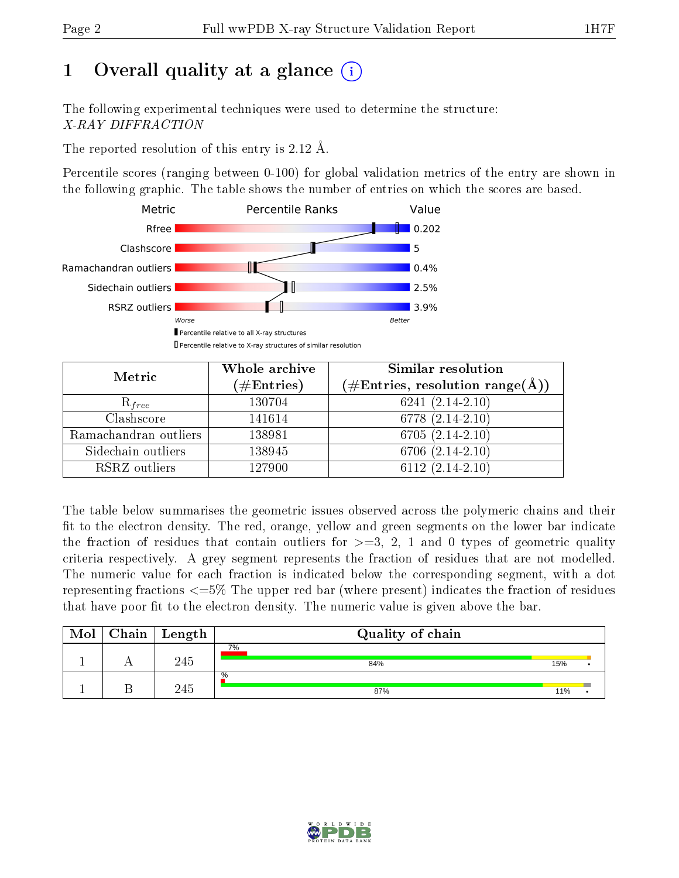# 1 Overall quality at a glance (i)

The following experimental techniques were used to determine the structure:
*X-RAY DIFFRACTION*

The reported resolution of this entry is 2.12 Å.

Percentile scores (ranging between 0-100) for global validation metrics of the entry are shown in the following graphic. The table shows the number of entries on which the scores are based.

| Metric | Value |
|---|---|
| Rfree | 0.202 |
| Clashscore | 5 |
| Ramachandran outliers | 0.4% |
| Sidechain outliers | 2.5% |
| RSRZ outliers | 3.9% |

Worse — Better

▮ Percentile relative to all X-ray structures
▯ Percentile relative to X-ray structures of similar resolution

| Metric | Whole archive (#Entries) | Similar resolution (#Entries, resolution range(Å)) |
|---|---|---|
| $R_{free}$ | 130704 | 6241 (2.14-2.10) |
| Clashscore | 141614 | 6778 (2.14-2.10) |
| Ramachandran outliers | 138981 | 6705 (2.14-2.10) |
| Sidechain outliers | 138945 | 6706 (2.14-2.10) |
| RSRZ outliers | 127900 | 6112 (2.14-2.10) |

The table below summarises the geometric issues observed across the polymeric chains and their fit to the electron density. The red, orange, yellow and green segments on the lower bar indicate the fraction of residues that contain outliers for >=3, 2, 1 and 0 types of geometric quality criteria respectively. A grey segment represents the fraction of residues that are not modelled. The numeric value for each fraction is indicated below the corresponding segment, with a dot representing fractions <=5% The upper red bar (where present) indicates the fraction of residues that have poor fit to the electron density. The numeric value is given above the bar.

| Mol | Chain | Length | Quality of chain |
|---|---|---|---|
| 1 | A | 245 | 7%; 84%, 15%, • |
| 1 | B | 245 | %; 87%, 11%, • |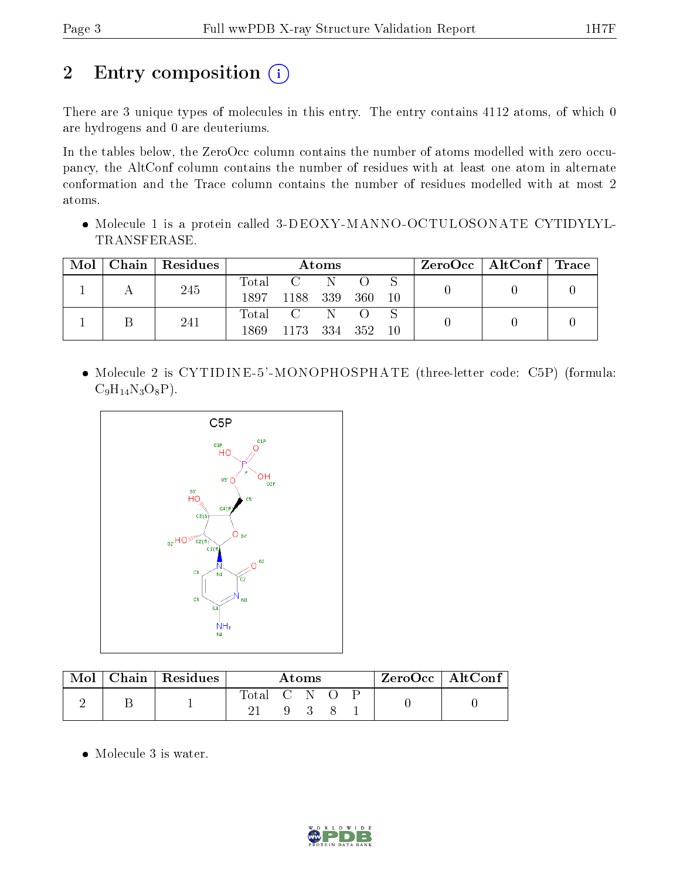# 2 Entry composition

There are 3 unique types of molecules in this entry. The entry contains 4112 atoms, of which 0 are hydrogens and 0 are deuteriums.

In the tables below, the ZeroOcc column contains the number of atoms modelled with zero occupancy, the AltConf column contains the number of residues with at least one atom in alternate conformation and the Trace column contains the number of residues modelled with at most 2 atoms.

- Molecule 1 is a protein called 3-DEOXY-MANNO-OCTULOSONATE CYTIDYLYL-TRANSFERASE.

| Mol | Chain | Residues | Atoms | | | | | ZeroOcc | AltConf | Trace |
|---|---|---|---|---|---|---|---|---|---|---|
| | | | Total | C | N | O | S | | | |
| 1 | A | 245 | 1897 | 1188 | 339 | 360 | 10 | 0 | 0 | 0 |
| 1 | B | 241 | 1869 | 1173 | 334 | 352 | 10 | 0 | 0 | 0 |

- Molecule 2 is CYTIDINE-5'-MONOPHOSPHATE (three-letter code: C5P) (formula: $C_9H_{14}N_3O_8P$).

| Mol | Chain | Residues | Atoms | | | | | ZeroOcc | AltConf |
|---|---|---|---|---|---|---|---|---|---|
| | | | Total | C | N | O | P | | |
| 2 | B | 1 | 21 | 9 | 3 | 8 | 1 | 0 | 0 |

- Molecule 3 is water.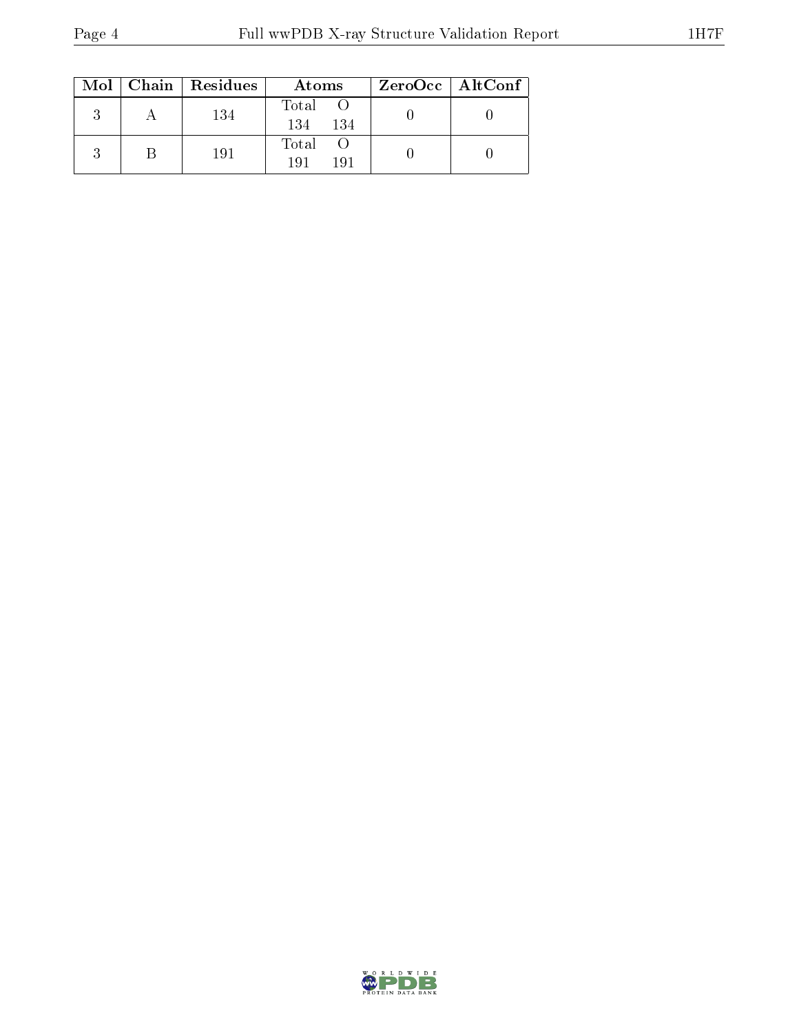| Mol | Chain | Residues | Atoms | | ZeroOcc | AltConf |
|---|---|---|---|---|---|---|
| 3 | A | 134 | Total<br>134 | O<br>134 | 0 | 0 |
| 3 | B | 191 | Total<br>191 | O<br>191 | 0 | 0 |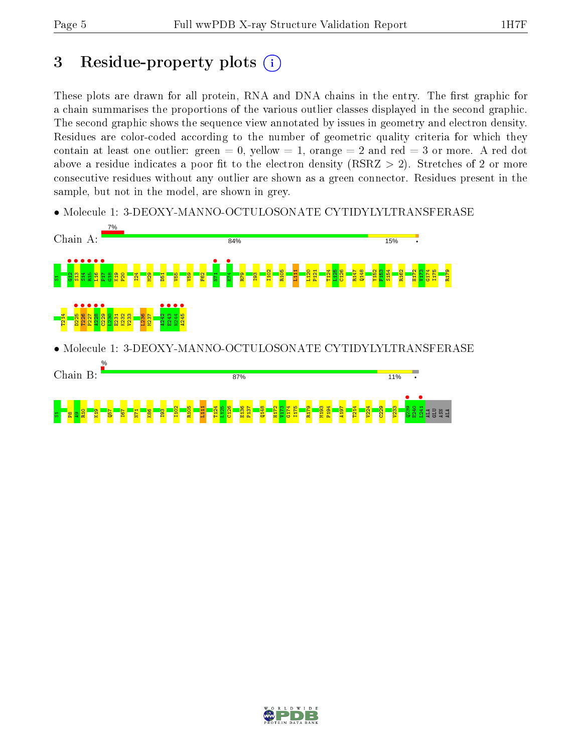# 3 Residue-property plots

These plots are drawn for all protein, RNA and DNA chains in the entry. The first graphic for a chain summarises the proportions of the various outlier classes displayed in the second graphic. The second graphic shows the sequence view annotated by issues in geometry and electron density. Residues are color-coded according to the number of geometric quality criteria for which they contain at least one outlier: green = 0, yellow = 1, orange = 2 and red = 3 or more. A red dot above a residue indicates a poor fit to the electron density (RSRZ > 2). Stretches of 2 or more consecutive residues without any outlier are shown as a green connector. Residues present in the sample, but not in the model, are shown in grey.

- Molecule 1: 3-DEOXY-MANNO-OCTULOSONATE CYTIDYLYLTRANSFERASE

Chain A: 7% | 84% | 15% | •

S1 G12 S13 S14 R15 L16 P17 G18 K19 P20 I24 M29 D51 V55 V59 F62 N71 E74 R79 I93 I102 R105 L111 L120 P121 T124 L125 C126 R147 Q148 Y152 F153 S154 R162 H172 V173 G174 I175 R179 T214 D225 T226 P227 A228 C229 L230 E231 K232 V233 L236 M237 A242 E243 N244 A245

- Molecule 1: 3-DEOXY-MANNO-OCTULOSONATE CYTIDYLYLTRANSFERASE

Chain B: % | 87% | 11% | •

S1 P8 A9 R10 K19 Q57 I67 N71 K86 I93 I102 R105 L111 T124 L125 C126 E136 P137 Q148 H172 V173 G174 I175 R179 M193 P194 A197 T214 V224 C229 V233 Q239 E240 L241 ALA GLU ASN ALA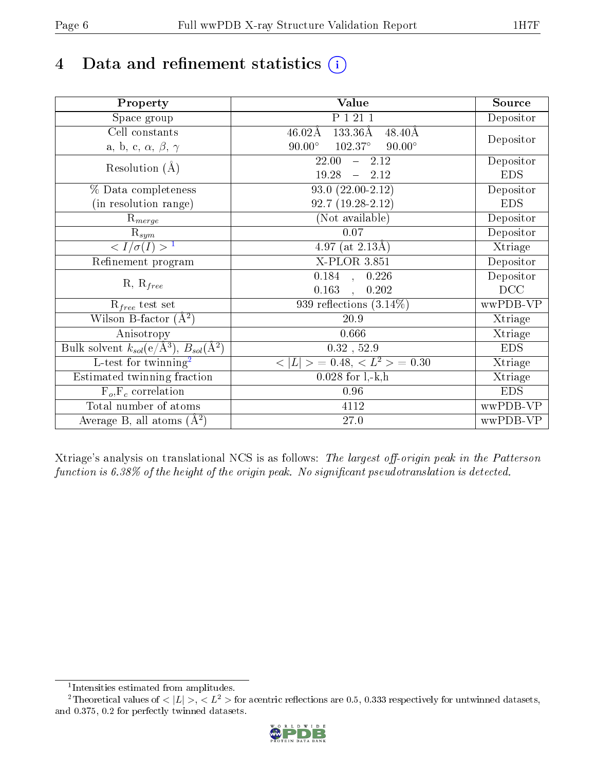# 4 Data and refinement statistics (i)

| Property | Value | Source |
|---|---|---|
| Space group | P 1 21 1 | Depositor |
| Cell constants<br>a, b, c, $\alpha$, $\beta$, $\gamma$ | 46.02Å 133.36Å 48.40Å<br>90.00° 102.37° 90.00° | Depositor |
| Resolution (Å) | 22.00 – 2.12<br>19.28 – 2.12 | Depositor<br>EDS |
| % Data completeness<br>(in resolution range) | 93.0 (22.00-2.12)<br>92.7 (19.28-2.12) | Depositor<br>EDS |
| $R_{merge}$ | (Not available) | Depositor |
| $R_{sym}$ | 0.07 | Depositor |
| $< I/\sigma(I) >$ [1] | 4.97 (at 2.13Å) | Xtriage |
| Refinement program | X-PLOR 3.851 | Depositor |
| R, $R_{free}$ | 0.184 , 0.226<br>0.163 , 0.202 | Depositor<br>DCC |
| $R_{free}$ test set | 939 reflections (3.14%) | wwPDB-VP |
| Wilson B-factor (Å$^2$) | 20.9 | Xtriage |
| Anisotropy | 0.666 | Xtriage |
| Bulk solvent $k_{sol}$(e/Å$^3$), $B_{sol}$(Å$^2$) | 0.32 , 52.9 | EDS |
| L-test for twinning[2] | $< \|L\| > = 0.48$, $< L^2 > = 0.30$ | Xtriage |
| Estimated twinning fraction | 0.028 for l,-k,h | Xtriage |
| $F_o$,$F_c$ correlation | 0.96 | EDS |
| Total number of atoms | 4112 | wwPDB-VP |
| Average B, all atoms (Å$^2$) | 27.0 | wwPDB-VP |

Xtriage's analysis on translational NCS is as follows: *The largest off-origin peak in the Patterson function is 6.38% of the height of the origin peak. No significant pseudotranslation is detected.*

[1] Intensities estimated from amplitudes.

[2] Theoretical values of $< |L| >$, $< L^2 >$ for acentric reflections are 0.5, 0.333 respectively for untwinned datasets, and 0.375, 0.2 for perfectly twinned datasets.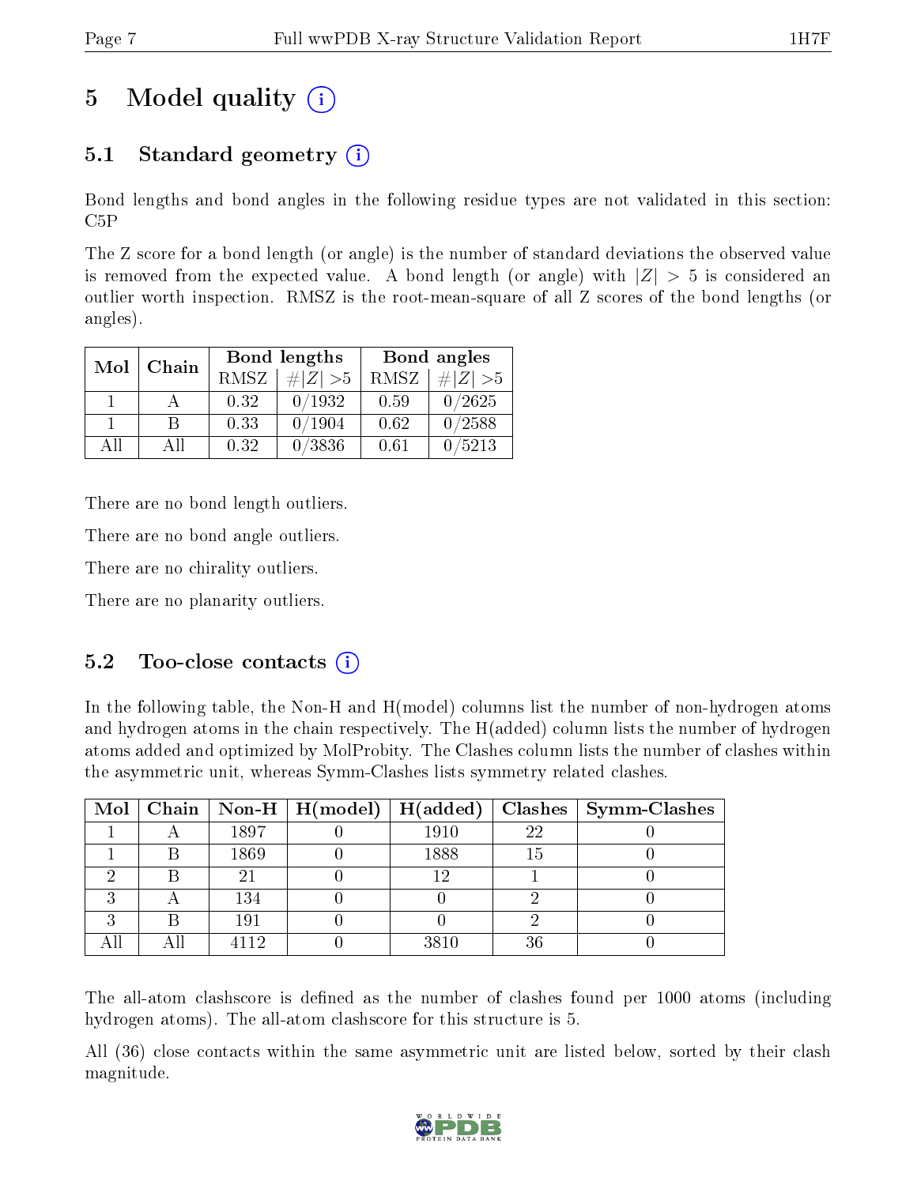# 5 Model quality (i)

## 5.1 Standard geometry (i)

Bond lengths and bond angles in the following residue types are not validated in this section: C5P

The Z score for a bond length (or angle) is the number of standard deviations the observed value is removed from the expected value. A bond length (or angle) with $|Z| > 5$ is considered an outlier worth inspection. RMSZ is the root-mean-square of all Z scores of the bond lengths (or angles).

| Mol | Chain | Bond lengths | | Bond angles | |
|---|---|---|---|---|---|
| | | RMSZ | #$\|Z\|$ >5 | RMSZ | #$\|Z\|$ >5 |
| 1 | A | 0.32 | 0/1932 | 0.59 | 0/2625 |
| 1 | B | 0.33 | 0/1904 | 0.62 | 0/2588 |
| All | All | 0.32 | 0/3836 | 0.61 | 0/5213 |

There are no bond length outliers.

There are no bond angle outliers.

There are no chirality outliers.

There are no planarity outliers.

## 5.2 Too-close contacts (i)

In the following table, the Non-H and H(model) columns list the number of non-hydrogen atoms and hydrogen atoms in the chain respectively. The H(added) column lists the number of hydrogen atoms added and optimized by MolProbity. The Clashes column lists the number of clashes within the asymmetric unit, whereas Symm-Clashes lists symmetry related clashes.

| Mol | Chain | Non-H | H(model) | H(added) | Clashes | Symm-Clashes |
|---|---|---|---|---|---|---|
| 1 | A | 1897 | 0 | 1910 | 22 | 0 |
| 1 | B | 1869 | 0 | 1888 | 15 | 0 |
| 2 | B | 21 | 0 | 12 | 1 | 0 |
| 3 | A | 134 | 0 | 0 | 2 | 0 |
| 3 | B | 191 | 0 | 0 | 2 | 0 |
| All | All | 4112 | 0 | 3810 | 36 | 0 |

The all-atom clashscore is defined as the number of clashes found per 1000 atoms (including hydrogen atoms). The all-atom clashscore for this structure is 5.

All (36) close contacts within the same asymmetric unit are listed below, sorted by their clash magnitude.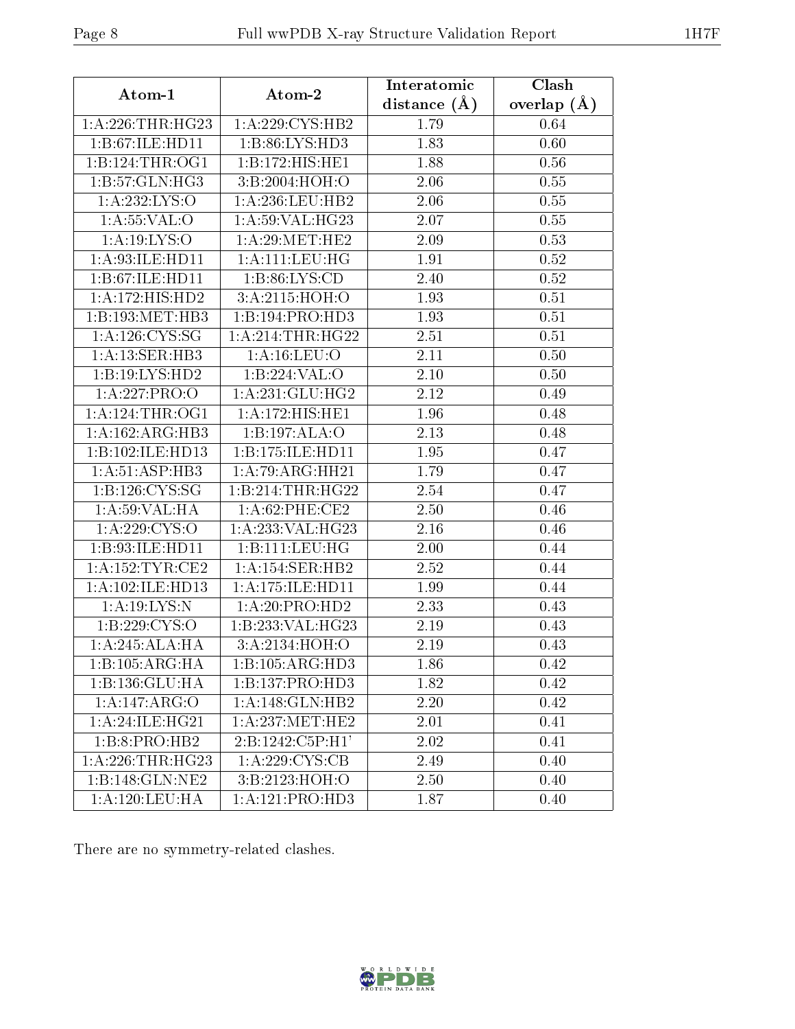| Atom-1 | Atom-2 | Interatomic distance (Å) | Clash overlap (Å) |
|---|---|---|---|
| 1:A:226:THR:HG23 | 1:A:229:CYS:HB2 | 1.79 | 0.64 |
| 1:B:67:ILE:HD11 | 1:B:86:LYS:HD3 | 1.83 | 0.60 |
| 1:B:124:THR:OG1 | 1:B:172:HIS:HE1 | 1.88 | 0.56 |
| 1:B:57:GLN:HG3 | 3:B:2004:HOH:O | 2.06 | 0.55 |
| 1:A:232:LYS:O | 1:A:236:LEU:HB2 | 2.06 | 0.55 |
| 1:A:55:VAL:O | 1:A:59:VAL:HG23 | 2.07 | 0.55 |
| 1:A:19:LYS:O | 1:A:29:MET:HE2 | 2.09 | 0.53 |
| 1:A:93:ILE:HD11 | 1:A:111:LEU:HG | 1.91 | 0.52 |
| 1:B:67:ILE:HD11 | 1:B:86:LYS:CD | 2.40 | 0.52 |
| 1:A:172:HIS:HD2 | 3:A:2115:HOH:O | 1.93 | 0.51 |
| 1:B:193:MET:HB3 | 1:B:194:PRO:HD3 | 1.93 | 0.51 |
| 1:A:126:CYS:SG | 1:A:214:THR:HG22 | 2.51 | 0.51 |
| 1:A:13:SER:HB3 | 1:A:16:LEU:O | 2.11 | 0.50 |
| 1:B:19:LYS:HD2 | 1:B:224:VAL:O | 2.10 | 0.50 |
| 1:A:227:PRO:O | 1:A:231:GLU:HG2 | 2.12 | 0.49 |
| 1:A:124:THR:OG1 | 1:A:172:HIS:HE1 | 1.96 | 0.48 |
| 1:A:162:ARG:HB3 | 1:B:197:ALA:O | 2.13 | 0.48 |
| 1:B:102:ILE:HD13 | 1:B:175:ILE:HD11 | 1.95 | 0.47 |
| 1:A:51:ASP:HB3 | 1:A:79:ARG:HH21 | 1.79 | 0.47 |
| 1:B:126:CYS:SG | 1:B:214:THR:HG22 | 2.54 | 0.47 |
| 1:A:59:VAL:HA | 1:A:62:PHE:CE2 | 2.50 | 0.46 |
| 1:A:229:CYS:O | 1:A:233:VAL:HG23 | 2.16 | 0.46 |
| 1:B:93:ILE:HD11 | 1:B:111:LEU:HG | 2.00 | 0.44 |
| 1:A:152:TYR:CE2 | 1:A:154:SER:HB2 | 2.52 | 0.44 |
| 1:A:102:ILE:HD13 | 1:A:175:ILE:HD11 | 1.99 | 0.44 |
| 1:A:19:LYS:N | 1:A:20:PRO:HD2 | 2.33 | 0.43 |
| 1:B:229:CYS:O | 1:B:233:VAL:HG23 | 2.19 | 0.43 |
| 1:A:245:ALA:HA | 3:A:2134:HOH:O | 2.19 | 0.43 |
| 1:B:105:ARG:HA | 1:B:105:ARG:HD3 | 1.86 | 0.42 |
| 1:B:136:GLU:HA | 1:B:137:PRO:HD3 | 1.82 | 0.42 |
| 1:A:147:ARG:O | 1:A:148:GLN:HB2 | 2.20 | 0.42 |
| 1:A:24:ILE:HG21 | 1:A:237:MET:HE2 | 2.01 | 0.41 |
| 1:B:8:PRO:HB2 | 2:B:1242:C5P:H1' | 2.02 | 0.41 |
| 1:A:226:THR:HG23 | 1:A:229:CYS:CB | 2.49 | 0.40 |
| 1:B:148:GLN:NE2 | 3:B:2123:HOH:O | 2.50 | 0.40 |
| 1:A:120:LEU:HA | 1:A:121:PRO:HD3 | 1.87 | 0.40 |

There are no symmetry-related clashes.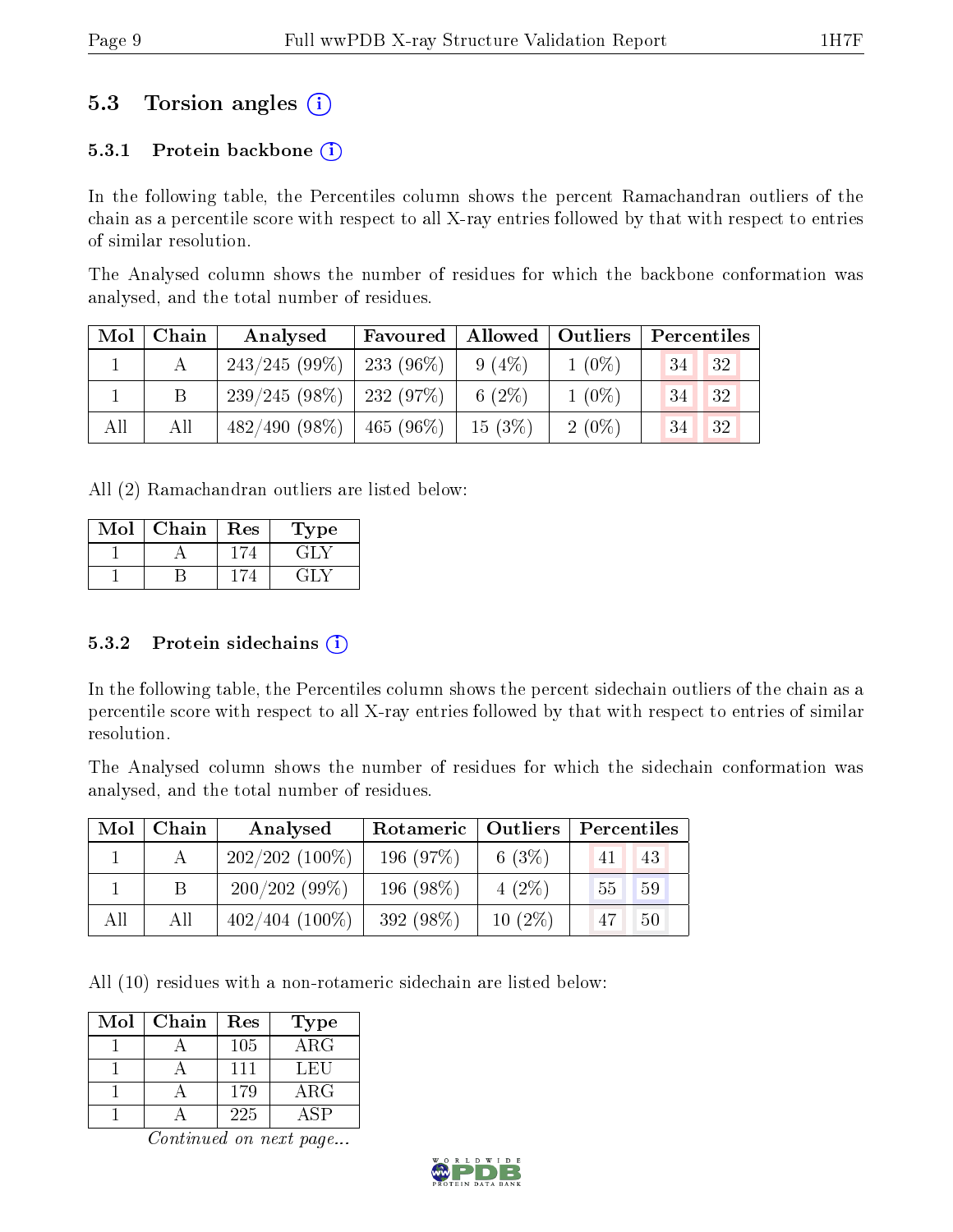## 5.3 Torsion angles (i)

### 5.3.1 Protein backbone (i)

In the following table, the Percentiles column shows the percent Ramachandran outliers of the chain as a percentile score with respect to all X-ray entries followed by that with respect to entries of similar resolution.

The Analysed column shows the number of residues for which the backbone conformation was analysed, and the total number of residues.

| Mol | Chain | Analysed | Favoured | Allowed | Outliers | Percentiles | |
|---|---|---|---|---|---|---|---|
| 1 | A | 243/245 (99%) | 233 (96%) | 9 (4%) | 1 (0%) | 34 | 32 |
| 1 | B | 239/245 (98%) | 232 (97%) | 6 (2%) | 1 (0%) | 34 | 32 |
| All | All | 482/490 (98%) | 465 (96%) | 15 (3%) | 2 (0%) | 34 | 32 |

All (2) Ramachandran outliers are listed below:

| Mol | Chain | Res | Type |
|---|---|---|---|
| 1 | A | 174 | GLY |
| 1 | B | 174 | GLY |

### 5.3.2 Protein sidechains (i)

In the following table, the Percentiles column shows the percent sidechain outliers of the chain as a percentile score with respect to all X-ray entries followed by that with respect to entries of similar resolution.

The Analysed column shows the number of residues for which the sidechain conformation was analysed, and the total number of residues.

| Mol | Chain | Analysed | Rotameric | Outliers | Percentiles | |
|---|---|---|---|---|---|---|
| 1 | A | 202/202 (100%) | 196 (97%) | 6 (3%) | 41 | 43 |
| 1 | B | 200/202 (99%) | 196 (98%) | 4 (2%) | 55 | 59 |
| All | All | 402/404 (100%) | 392 (98%) | 10 (2%) | 47 | 50 |

All (10) residues with a non-rotameric sidechain are listed below:

| Mol | Chain | Res | Type |
|---|---|---|---|
| 1 | A | 105 | ARG |
| 1 | A | 111 | LEU |
| 1 | A | 179 | ARG |
| 1 | A | 225 | ASP |

*Continued on next page...*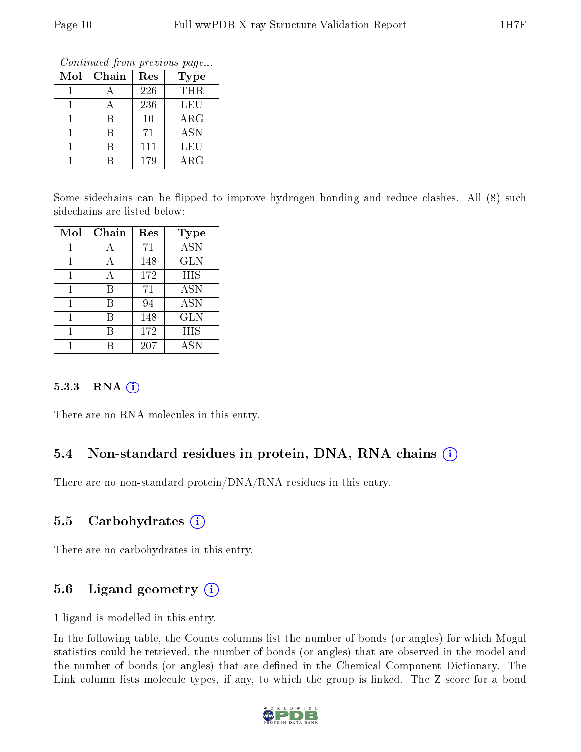*Continued from previous page...*

| Mol | Chain | Res | Type |
|---|---|---|---|
| 1 | A | 226 | THR |
| 1 | A | 236 | LEU |
| 1 | B | 10 | ARG |
| 1 | B | 71 | ASN |
| 1 | B | 111 | LEU |
| 1 | B | 179 | ARG |

Some sidechains can be flipped to improve hydrogen bonding and reduce clashes. All (8) such sidechains are listed below:

| Mol | Chain | Res | Type |
|---|---|---|---|
| 1 | A | 71 | ASN |
| 1 | A | 148 | GLN |
| 1 | A | 172 | HIS |
| 1 | B | 71 | ASN |
| 1 | B | 94 | ASN |
| 1 | B | 148 | GLN |
| 1 | B | 172 | HIS |
| 1 | B | 207 | ASN |

### 5.3.3 RNA

There are no RNA molecules in this entry.

## 5.4 Non-standard residues in protein, DNA, RNA chains

There are no non-standard protein/DNA/RNA residues in this entry.

## 5.5 Carbohydrates

There are no carbohydrates in this entry.

## 5.6 Ligand geometry

1 ligand is modelled in this entry.

In the following table, the Counts columns list the number of bonds (or angles) for which Mogul statistics could be retrieved, the number of bonds (or angles) that are observed in the model and the number of bonds (or angles) that are defined in the Chemical Component Dictionary. The Link column lists molecule types, if any, to which the group is linked. The Z score for a bond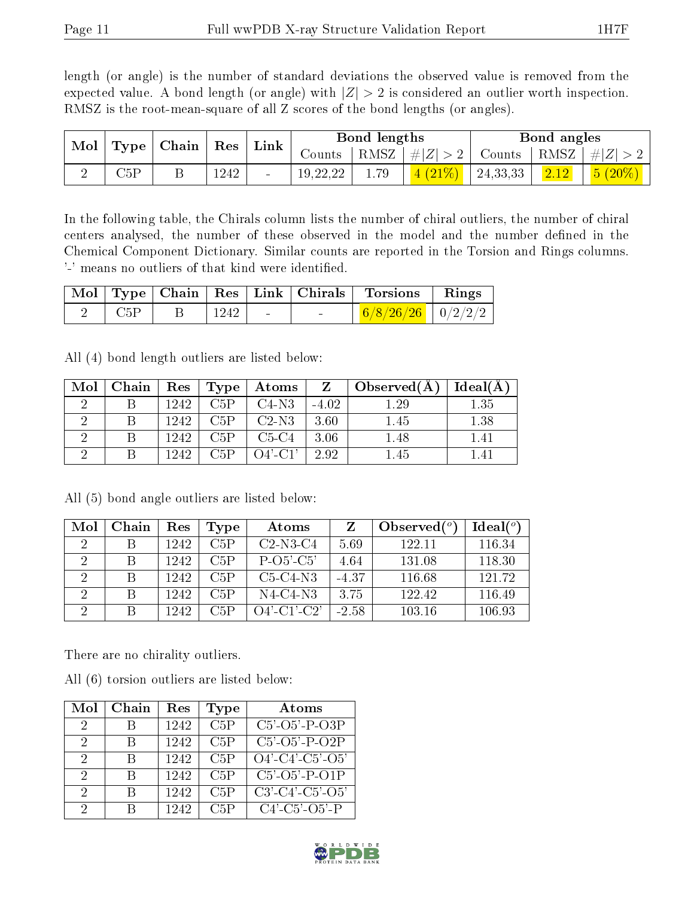length (or angle) is the number of standard deviations the observed value is removed from the expected value. A bond length (or angle) with $|Z| > 2$ is considered an outlier worth inspection. RMSZ is the root-mean-square of all Z scores of the bond lengths (or angles).

| Mol | Type | Chain | Res | Link | Bond lengths | | | Bond angles | | |
|---|---|---|---|---|---|---|---|---|---|---|
| | | | | | Counts | RMSZ | $\#\|Z\| > 2$ | Counts | RMSZ | $\#\|Z\| > 2$ |
| 2 | C5P | B | 1242 | - | 19,22,22 | 1.79 | 4 (21%) | 24,33,33 | 2.12 | 5 (20%) |

In the following table, the Chirals column lists the number of chiral outliers, the number of chiral centers analysed, the number of these observed in the model and the number defined in the Chemical Component Dictionary. Similar counts are reported in the Torsion and Rings columns. '-' means no outliers of that kind were identified.

| Mol | Type | Chain | Res | Link | Chirals | Torsions | Rings |
|---|---|---|---|---|---|---|---|
| 2 | C5P | B | 1242 | - | - | 6/8/26/26 | 0/2/2/2 |

All (4) bond length outliers are listed below:

| Mol | Chain | Res | Type | Atoms | Z | Observed(Å) | Ideal(Å) |
|---|---|---|---|---|---|---|---|
| 2 | B | 1242 | C5P | C4-N3 | -4.02 | 1.29 | 1.35 |
| 2 | B | 1242 | C5P | C2-N3 | 3.60 | 1.45 | 1.38 |
| 2 | B | 1242 | C5P | C5-C4 | 3.06 | 1.48 | 1.41 |
| 2 | B | 1242 | C5P | O4'-C1' | 2.92 | 1.45 | 1.41 |

All (5) bond angle outliers are listed below:

| Mol | Chain | Res | Type | Atoms | Z | Observed(°) | Ideal(°) |
|---|---|---|---|---|---|---|---|
| 2 | B | 1242 | C5P | C2-N3-C4 | 5.69 | 122.11 | 116.34 |
| 2 | B | 1242 | C5P | P-O5'-C5' | 4.64 | 131.08 | 118.30 |
| 2 | B | 1242 | C5P | C5-C4-N3 | -4.37 | 116.68 | 121.72 |
| 2 | B | 1242 | C5P | N4-C4-N3 | 3.75 | 122.42 | 116.49 |
| 2 | B | 1242 | C5P | O4'-C1'-C2' | -2.58 | 103.16 | 106.93 |

There are no chirality outliers.

All (6) torsion outliers are listed below:

| Mol | Chain | Res | Type | Atoms |
|---|---|---|---|---|
| 2 | B | 1242 | C5P | C5'-O5'-P-O3P |
| 2 | B | 1242 | C5P | C5'-O5'-P-O2P |
| 2 | B | 1242 | C5P | O4'-C4'-C5'-O5' |
| 2 | B | 1242 | C5P | C5'-O5'-P-O1P |
| 2 | B | 1242 | C5P | C3'-C4'-C5'-O5' |
| 2 | B | 1242 | C5P | C4'-C5'-O5'-P |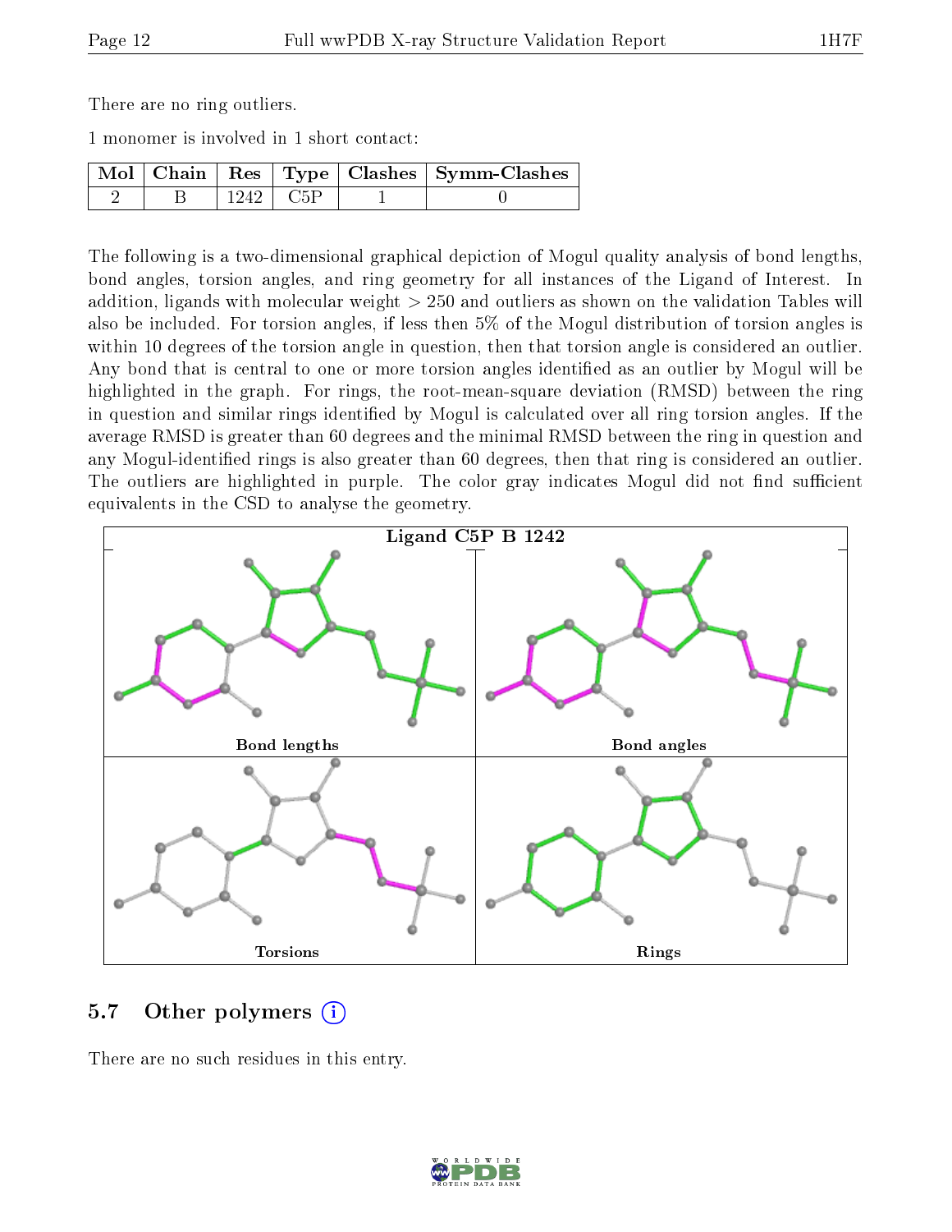There are no ring outliers.

1 monomer is involved in 1 short contact:

| Mol | Chain | Res | Type | Clashes | Symm-Clashes |
|---|---|---|---|---|---|
| 2 | B | 1242 | C5P | 1 | 0 |

The following is a two-dimensional graphical depiction of Mogul quality analysis of bond lengths, bond angles, torsion angles, and ring geometry for all instances of the Ligand of Interest. In addition, ligands with molecular weight > 250 and outliers as shown on the validation Tables will also be included. For torsion angles, if less then 5% of the Mogul distribution of torsion angles is within 10 degrees of the torsion angle in question, then that torsion angle is considered an outlier. Any bond that is central to one or more torsion angles identified as an outlier by Mogul will be highlighted in the graph. For rings, the root-mean-square deviation (RMSD) between the ring in question and similar rings identified by Mogul is calculated over all ring torsion angles. If the average RMSD is greater than 60 degrees and the minimal RMSD between the ring in question and any Mogul-identified rings is also greater than 60 degrees, then that ring is considered an outlier. The outliers are highlighted in purple. The color gray indicates Mogul did not find sufficient equivalents in the CSD to analyse the geometry.

Ligand C5P B 1242

Bond lengths

Bond angles

Torsions

Rings

## 5.7 Other polymers

There are no such residues in this entry.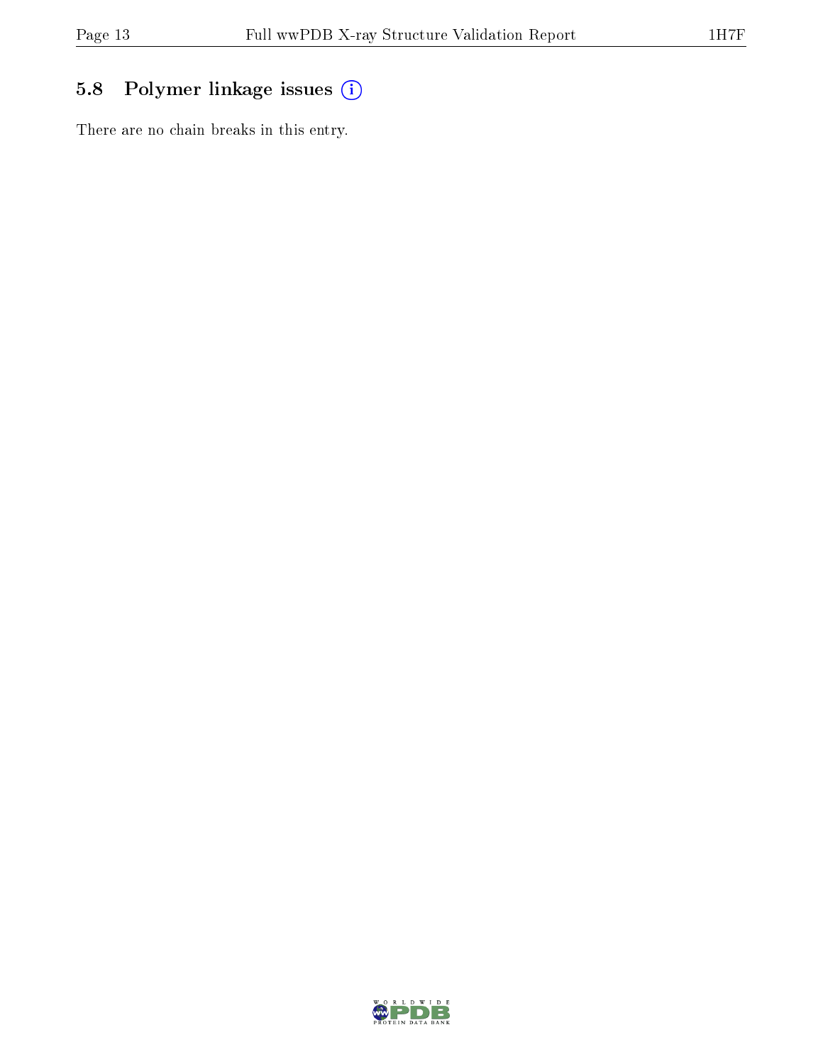### 5.8 Polymer linkage issues

There are no chain breaks in this entry.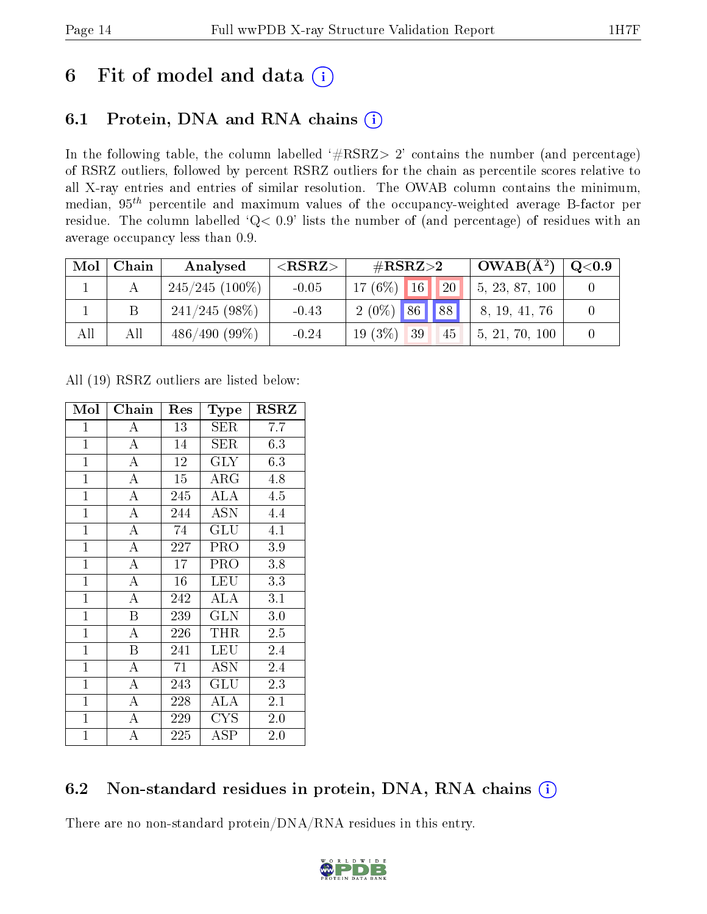# 6 Fit of model and data (i)

## 6.1 Protein, DNA and RNA chains (i)

In the following table, the column labelled '#RSRZ> 2' contains the number (and percentage) of RSRZ outliers, followed by percent RSRZ outliers for the chain as percentile scores relative to all X-ray entries and entries of similar resolution. The OWAB column contains the minimum, median, $95^{th}$ percentile and maximum values of the occupancy-weighted average B-factor per residue. The column labelled 'Q< 0.9' lists the number of (and percentage) of residues with an average occupancy less than 0.9.

| Mol | Chain | Analysed | <RSRZ> | #RSRZ>2 | | | OWAB(Å²) | Q<0.9 |
|---|---|---|---|---|---|---|---|---|
| 1 | A | 245/245 (100%) | -0.05 | 17 (6%) | 16 | 20 | 5, 23, 87, 100 | 0 |
| 1 | B | 241/245 (98%) | -0.43 | 2 (0%) | 86 | 88 | 8, 19, 41, 76 | 0 |
| All | All | 486/490 (99%) | -0.24 | 19 (3%) | 39 | 45 | 5, 21, 70, 100 | 0 |

All (19) RSRZ outliers are listed below:

| Mol | Chain | Res | Type | RSRZ |
|---|---|---|---|---|
| 1 | A | 13 | SER | 7.7 |
| 1 | A | 14 | SER | 6.3 |
| 1 | A | 12 | GLY | 6.3 |
| 1 | A | 15 | ARG | 4.8 |
| 1 | A | 245 | ALA | 4.5 |
| 1 | A | 244 | ASN | 4.4 |
| 1 | A | 74 | GLU | 4.1 |
| 1 | A | 227 | PRO | 3.9 |
| 1 | A | 17 | PRO | 3.8 |
| 1 | A | 16 | LEU | 3.3 |
| 1 | A | 242 | ALA | 3.1 |
| 1 | B | 239 | GLN | 3.0 |
| 1 | A | 226 | THR | 2.5 |
| 1 | B | 241 | LEU | 2.4 |
| 1 | A | 71 | ASN | 2.4 |
| 1 | A | 243 | GLU | 2.3 |
| 1 | A | 228 | ALA | 2.1 |
| 1 | A | 229 | CYS | 2.0 |
| 1 | A | 225 | ASP | 2.0 |

## 6.2 Non-standard residues in protein, DNA, RNA chains (i)

There are no non-standard protein/DNA/RNA residues in this entry.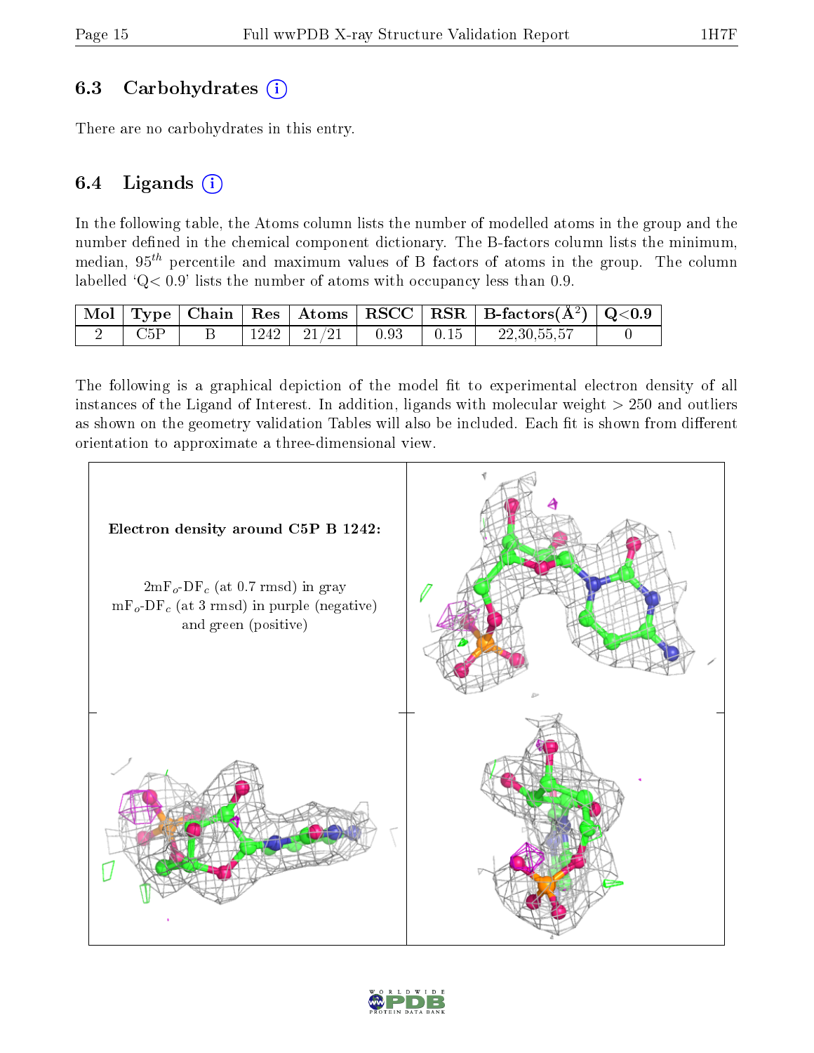### 6.3 Carbohydrates

There are no carbohydrates in this entry.

### 6.4 Ligands

In the following table, the Atoms column lists the number of modelled atoms in the group and the number defined in the chemical component dictionary. The B-factors column lists the minimum, median, $95^{th}$ percentile and maximum values of B factors of atoms in the group. The column labelled 'Q< 0.9' lists the number of atoms with occupancy less than 0.9.

| Mol | Type | Chain | Res | Atoms | RSCC | RSR | B-factors($\AA^2$) | Q<0.9 |
|---|---|---|---|---|---|---|---|---|
| 2 | C5P | B | 1242 | 21/21 | 0.93 | 0.15 | 22,30,55,57 | 0 |

The following is a graphical depiction of the model fit to experimental electron density of all instances of the Ligand of Interest. In addition, ligands with molecular weight > 250 and outliers as shown on the geometry validation Tables will also be included. Each fit is shown from different orientation to approximate a three-dimensional view.

**Electron density around C5P B 1242:**

$2mF_o$-$DF_c$ (at 0.7 rmsd) in gray
$mF_o$-$DF_c$ (at 3 rmsd) in purple (negative) and green (positive)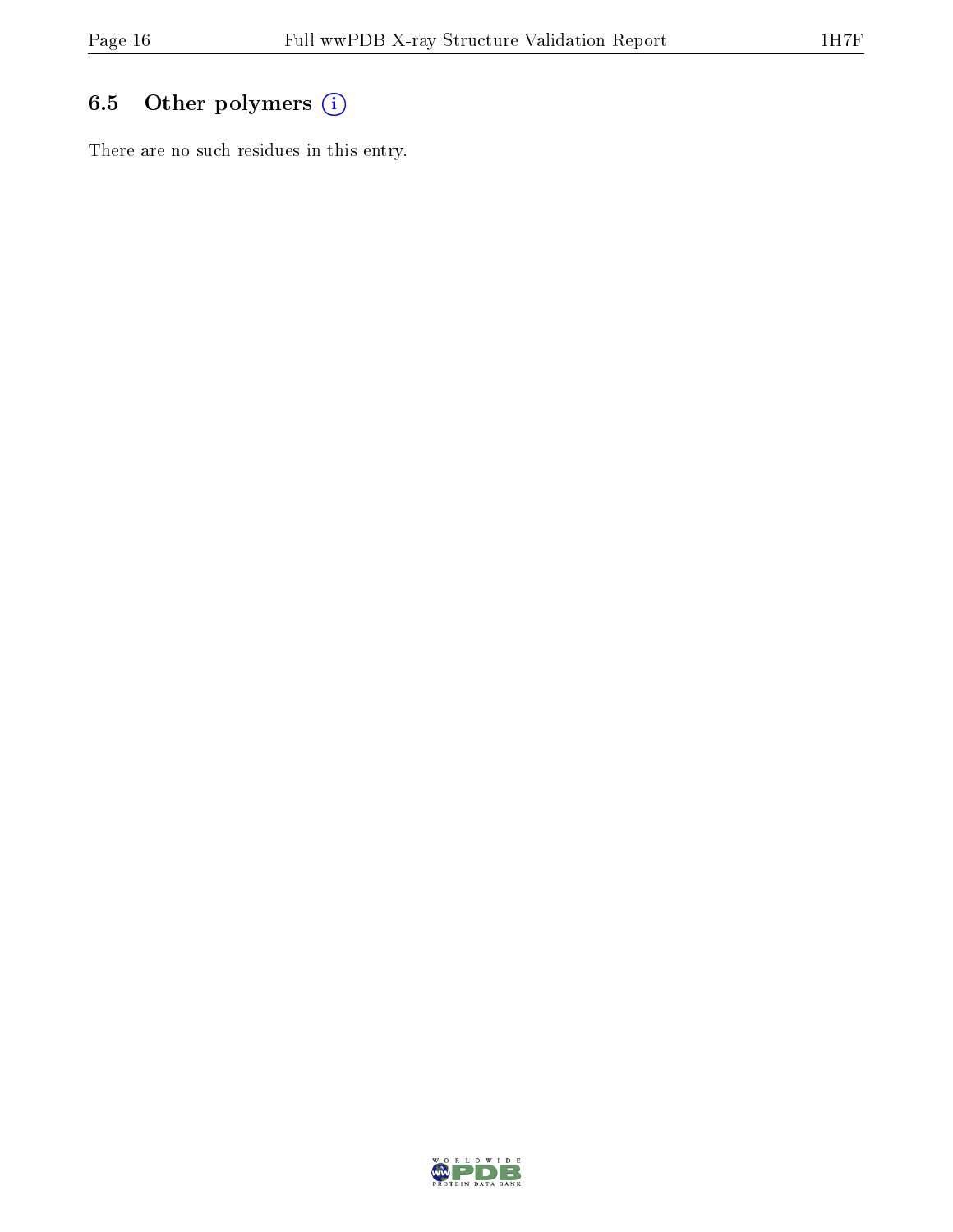### 6.5 Other polymers (i)

There are no such residues in this entry.